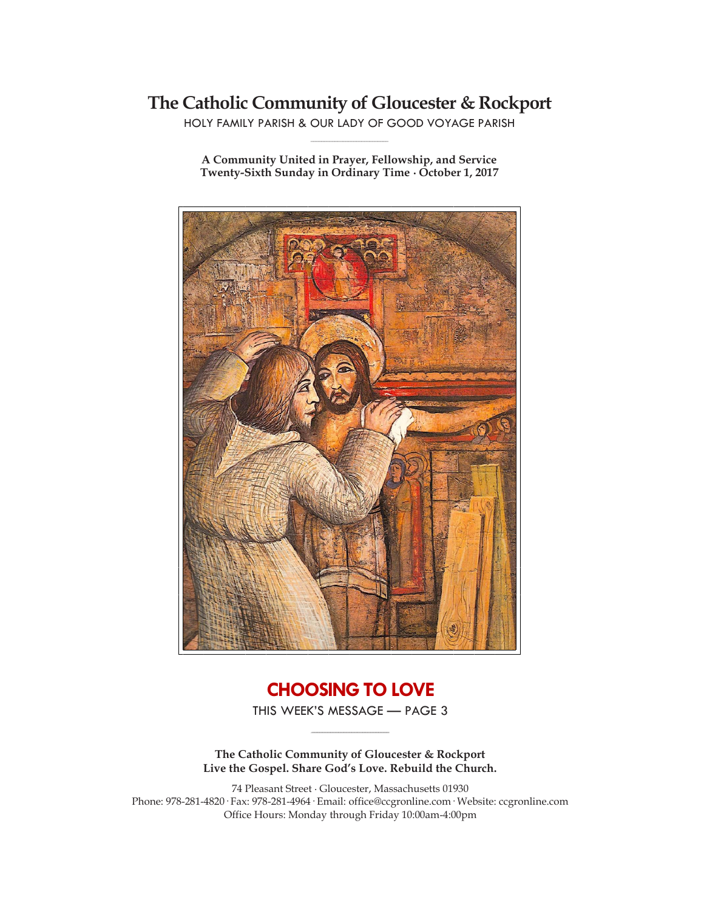# The Catholic Community of Gloucester & Rockport

HOLY FAMILY PARISH & OUR LADY OF GOOD VOYAGE PARISH

**A Community United in Prayer, Fellowship, and Service**
**Twenty-Sixth Sunday in Ordinary Time · October 1, 2017**

## CHOOSING TO LOVE

THIS WEEK'S MESSAGE — PAGE 3

**The Catholic Community of Gloucester & Rockport**
**Live the Gospel. Share God's Love. Rebuild the Church.**

74 Pleasant Street · Gloucester, Massachusetts 01930
Phone: 978-281-4820 · Fax: 978-281-4964 · Email: office@ccgronline.com · Website: ccgronline.com
Office Hours: Monday through Friday 10:00am-4:00pm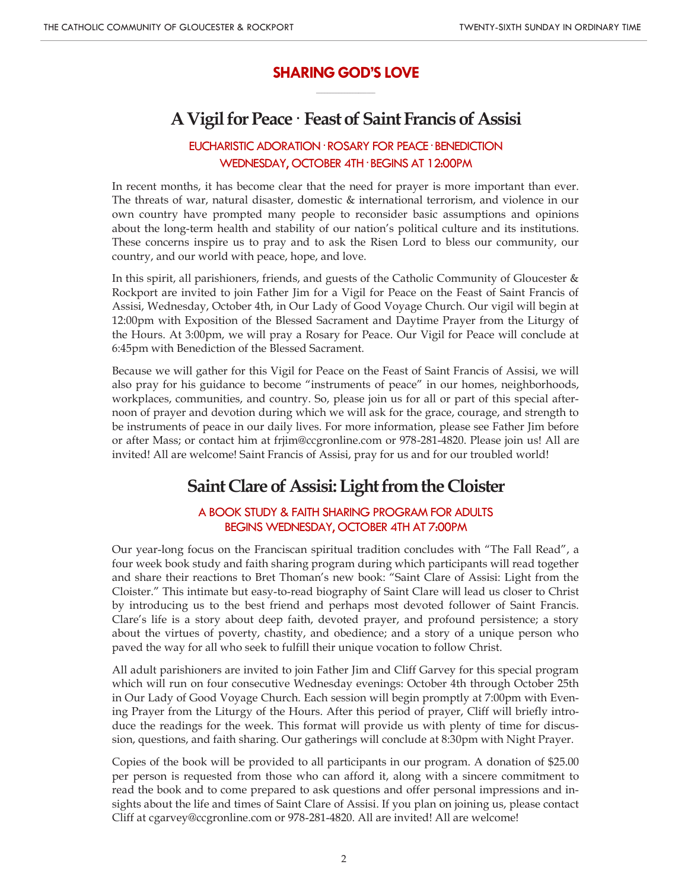## SHARING GOD'S LOVE

# A Vigil for Peace · Feast of Saint Francis of Assisi

### EUCHARISTIC ADORATION · ROSARY FOR PEACE · BENEDICTION
### WEDNESDAY, OCTOBER 4TH · BEGINS AT 12:00PM

In recent months, it has become clear that the need for prayer is more important than ever. The threats of war, natural disaster, domestic & international terrorism, and violence in our own country have prompted many people to reconsider basic assumptions and opinions about the long-term health and stability of our nation's political culture and its institutions. These concerns inspire us to pray and to ask the Risen Lord to bless our community, our country, and our world with peace, hope, and love.

In this spirit, all parishioners, friends, and guests of the Catholic Community of Gloucester & Rockport are invited to join Father Jim for a Vigil for Peace on the Feast of Saint Francis of Assisi, Wednesday, October 4th, in Our Lady of Good Voyage Church. Our vigil will begin at 12:00pm with Exposition of the Blessed Sacrament and Daytime Prayer from the Liturgy of the Hours. At 3:00pm, we will pray a Rosary for Peace. Our Vigil for Peace will conclude at 6:45pm with Benediction of the Blessed Sacrament.

Because we will gather for this Vigil for Peace on the Feast of Saint Francis of Assisi, we will also pray for his guidance to become "instruments of peace" in our homes, neighborhoods, workplaces, communities, and country. So, please join us for all or part of this special afternoon of prayer and devotion during which we will ask for the grace, courage, and strength to be instruments of peace in our daily lives. For more information, please see Father Jim before or after Mass; or contact him at frjim@ccgronline.com or 978-281-4820. Please join us! All are invited! All are welcome! Saint Francis of Assisi, pray for us and for our troubled world!

# Saint Clare of Assisi: Light from the Cloister

### A BOOK STUDY & FAITH SHARING PROGRAM FOR ADULTS
### BEGINS WEDNESDAY, OCTOBER 4TH AT 7:00PM

Our year-long focus on the Franciscan spiritual tradition concludes with "The Fall Read", a four week book study and faith sharing program during which participants will read together and share their reactions to Bret Thoman's new book: "Saint Clare of Assisi: Light from the Cloister." This intimate but easy-to-read biography of Saint Clare will lead us closer to Christ by introducing us to the best friend and perhaps most devoted follower of Saint Francis. Clare's life is a story about deep faith, devoted prayer, and profound persistence; a story about the virtues of poverty, chastity, and obedience; and a story of a unique person who paved the way for all who seek to fulfill their unique vocation to follow Christ.

All adult parishioners are invited to join Father Jim and Cliff Garvey for this special program which will run on four consecutive Wednesday evenings: October 4th through October 25th in Our Lady of Good Voyage Church. Each session will begin promptly at 7:00pm with Evening Prayer from the Liturgy of the Hours. After this period of prayer, Cliff will briefly introduce the readings for the week. This format will provide us with plenty of time for discussion, questions, and faith sharing. Our gatherings will conclude at 8:30pm with Night Prayer.

Copies of the book will be provided to all participants in our program. A donation of $25.00 per person is requested from those who can afford it, along with a sincere commitment to read the book and to come prepared to ask questions and offer personal impressions and insights about the life and times of Saint Clare of Assisi. If you plan on joining us, please contact Cliff at cgarvey@ccgronline.com or 978-281-4820. All are invited! All are welcome!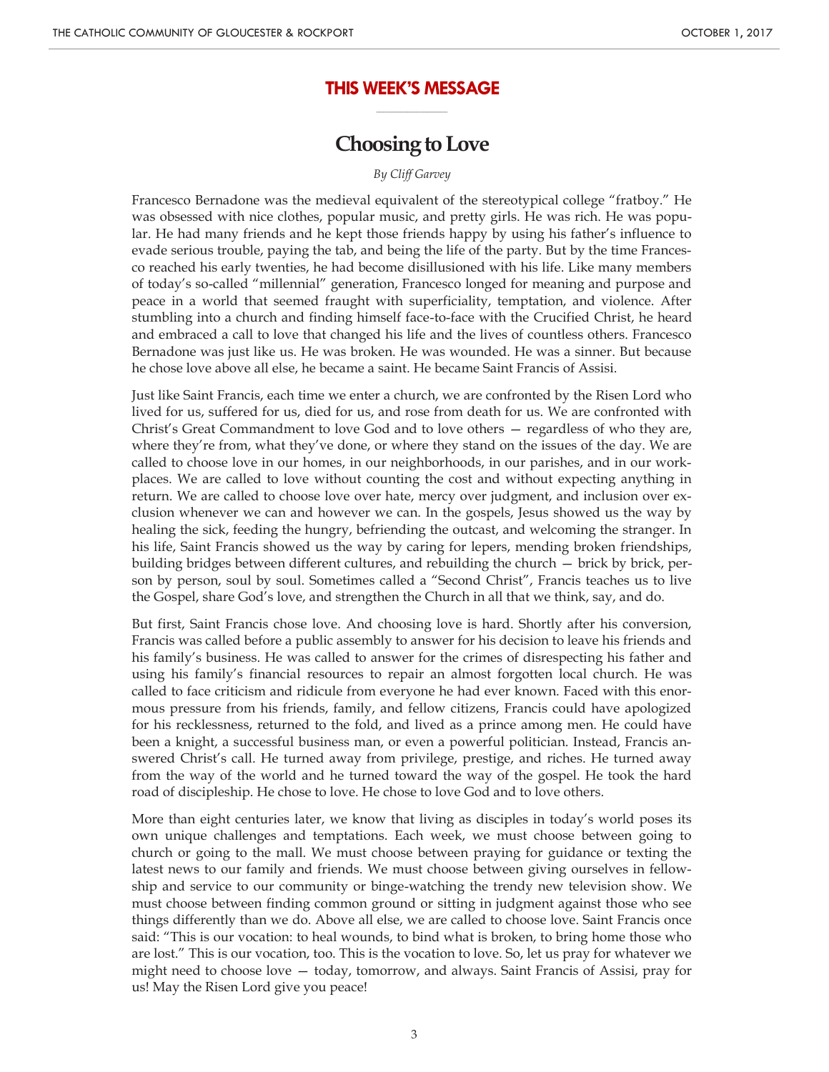## THIS WEEK'S MESSAGE

# Choosing to Love

*By Cliff Garvey*

Francesco Bernadone was the medieval equivalent of the stereotypical college "fratboy." He was obsessed with nice clothes, popular music, and pretty girls. He was rich. He was popular. He had many friends and he kept those friends happy by using his father's influence to evade serious trouble, paying the tab, and being the life of the party. But by the time Francesco reached his early twenties, he had become disillusioned with his life. Like many members of today's so-called "millennial" generation, Francesco longed for meaning and purpose and peace in a world that seemed fraught with superficiality, temptation, and violence. After stumbling into a church and finding himself face-to-face with the Crucified Christ, he heard and embraced a call to love that changed his life and the lives of countless others. Francesco Bernadone was just like us. He was broken. He was wounded. He was a sinner. But because he chose love above all else, he became a saint. He became Saint Francis of Assisi.

Just like Saint Francis, each time we enter a church, we are confronted by the Risen Lord who lived for us, suffered for us, died for us, and rose from death for us. We are confronted with Christ's Great Commandment to love God and to love others — regardless of who they are, where they're from, what they've done, or where they stand on the issues of the day. We are called to choose love in our homes, in our neighborhoods, in our parishes, and in our workplaces. We are called to love without counting the cost and without expecting anything in return. We are called to choose love over hate, mercy over judgment, and inclusion over exclusion whenever we can and however we can. In the gospels, Jesus showed us the way by healing the sick, feeding the hungry, befriending the outcast, and welcoming the stranger. In his life, Saint Francis showed us the way by caring for lepers, mending broken friendships, building bridges between different cultures, and rebuilding the church — brick by brick, person by person, soul by soul. Sometimes called a "Second Christ", Francis teaches us to live the Gospel, share God's love, and strengthen the Church in all that we think, say, and do.

But first, Saint Francis chose love. And choosing love is hard. Shortly after his conversion, Francis was called before a public assembly to answer for his decision to leave his friends and his family's business. He was called to answer for the crimes of disrespecting his father and using his family's financial resources to repair an almost forgotten local church. He was called to face criticism and ridicule from everyone he had ever known. Faced with this enormous pressure from his friends, family, and fellow citizens, Francis could have apologized for his recklessness, returned to the fold, and lived as a prince among men. He could have been a knight, a successful business man, or even a powerful politician. Instead, Francis answered Christ's call. He turned away from privilege, prestige, and riches. He turned away from the way of the world and he turned toward the way of the gospel. He took the hard road of discipleship. He chose to love. He chose to love God and to love others.

More than eight centuries later, we know that living as disciples in today's world poses its own unique challenges and temptations. Each week, we must choose between going to church or going to the mall. We must choose between praying for guidance or texting the latest news to our family and friends. We must choose between giving ourselves in fellowship and service to our community or binge-watching the trendy new television show. We must choose between finding common ground or sitting in judgment against those who see things differently than we do. Above all else, we are called to choose love. Saint Francis once said: "This is our vocation: to heal wounds, to bind what is broken, to bring home those who are lost." This is our vocation, too. This is the vocation to love. So, let us pray for whatever we might need to choose love — today, tomorrow, and always. Saint Francis of Assisi, pray for us! May the Risen Lord give you peace!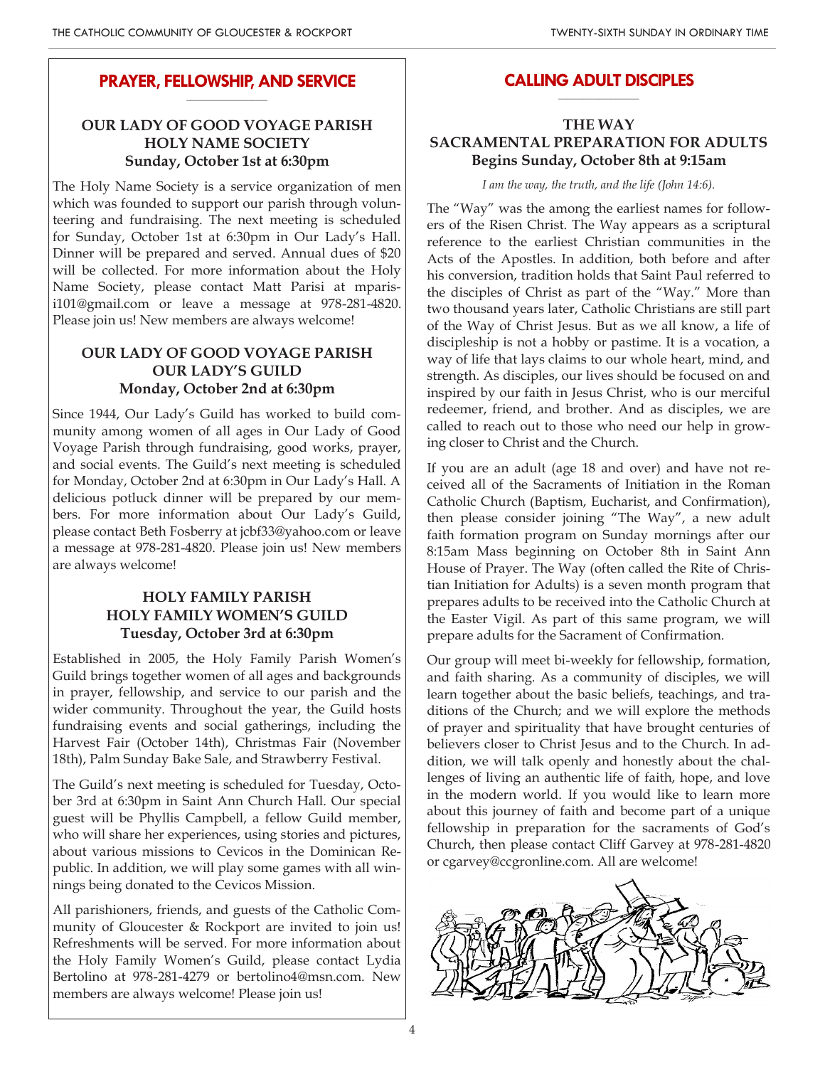## PRAYER, FELLOWSHIP, AND SERVICE

### OUR LADY OF GOOD VOYAGE PARISH HOLY NAME SOCIETY Sunday, October 1st at 6:30pm

The Holy Name Society is a service organization of men which was founded to support our parish through volunteering and fundraising. The next meeting is scheduled for Sunday, October 1st at 6:30pm in Our Lady's Hall. Dinner will be prepared and served. Annual dues of $20 will be collected. For more information about the Holy Name Society, please contact Matt Parisi at mparisi101@gmail.com or leave a message at 978-281-4820. Please join us! New members are always welcome!

### OUR LADY OF GOOD VOYAGE PARISH OUR LADY'S GUILD Monday, October 2nd at 6:30pm

Since 1944, Our Lady's Guild has worked to build community among women of all ages in Our Lady of Good Voyage Parish through fundraising, good works, prayer, and social events. The Guild's next meeting is scheduled for Monday, October 2nd at 6:30pm in Our Lady's Hall. A delicious potluck dinner will be prepared by our members. For more information about Our Lady's Guild, please contact Beth Fosberry at jcbf33@yahoo.com or leave a message at 978-281-4820. Please join us! New members are always welcome!

### HOLY FAMILY PARISH HOLY FAMILY WOMEN'S GUILD Tuesday, October 3rd at 6:30pm

Established in 2005, the Holy Family Parish Women's Guild brings together women of all ages and backgrounds in prayer, fellowship, and service to our parish and the wider community. Throughout the year, the Guild hosts fundraising events and social gatherings, including the Harvest Fair (October 14th), Christmas Fair (November 18th), Palm Sunday Bake Sale, and Strawberry Festival.

The Guild's next meeting is scheduled for Tuesday, October 3rd at 6:30pm in Saint Ann Church Hall. Our special guest will be Phyllis Campbell, a fellow Guild member, who will share her experiences, using stories and pictures, about various missions to Cevicos in the Dominican Republic. In addition, we will play some games with all winnings being donated to the Cevicos Mission.

All parishioners, friends, and guests of the Catholic Community of Gloucester & Rockport are invited to join us! Refreshments will be served. For more information about the Holy Family Women's Guild, please contact Lydia Bertolino at 978-281-4279 or bertolino4@msn.com. New members are always welcome! Please join us!

## CALLING ADULT DISCIPLES

### THE WAY SACRAMENTAL PREPARATION FOR ADULTS Begins Sunday, October 8th at 9:15am

*I am the way, the truth, and the life (John 14:6).*

The "Way" was the among the earliest names for followers of the Risen Christ. The Way appears as a scriptural reference to the earliest Christian communities in the Acts of the Apostles. In addition, both before and after his conversion, tradition holds that Saint Paul referred to the disciples of Christ as part of the "Way." More than two thousand years later, Catholic Christians are still part of the Way of Christ Jesus. But as we all know, a life of discipleship is not a hobby or pastime. It is a vocation, a way of life that lays claims to our whole heart, mind, and strength. As disciples, our lives should be focused on and inspired by our faith in Jesus Christ, who is our merciful redeemer, friend, and brother. And as disciples, we are called to reach out to those who need our help in growing closer to Christ and the Church.

If you are an adult (age 18 and over) and have not received all of the Sacraments of Initiation in the Roman Catholic Church (Baptism, Eucharist, and Confirmation), then please consider joining "The Way", a new adult faith formation program on Sunday mornings after our 8:15am Mass beginning on October 8th in Saint Ann House of Prayer. The Way (often called the Rite of Christian Initiation for Adults) is a seven month program that prepares adults to be received into the Catholic Church at the Easter Vigil. As part of this same program, we will prepare adults for the Sacrament of Confirmation.

Our group will meet bi-weekly for fellowship, formation, and faith sharing. As a community of disciples, we will learn together about the basic beliefs, teachings, and traditions of the Church; and we will explore the methods of prayer and spirituality that have brought centuries of believers closer to Christ Jesus and to the Church. In addition, we will talk openly and honestly about the challenges of living an authentic life of faith, hope, and love in the modern world. If you would like to learn more about this journey of faith and become part of a unique fellowship in preparation for the sacraments of God's Church, then please contact Cliff Garvey at 978-281-4820 or cgarvey@ccgronline.com. All are welcome!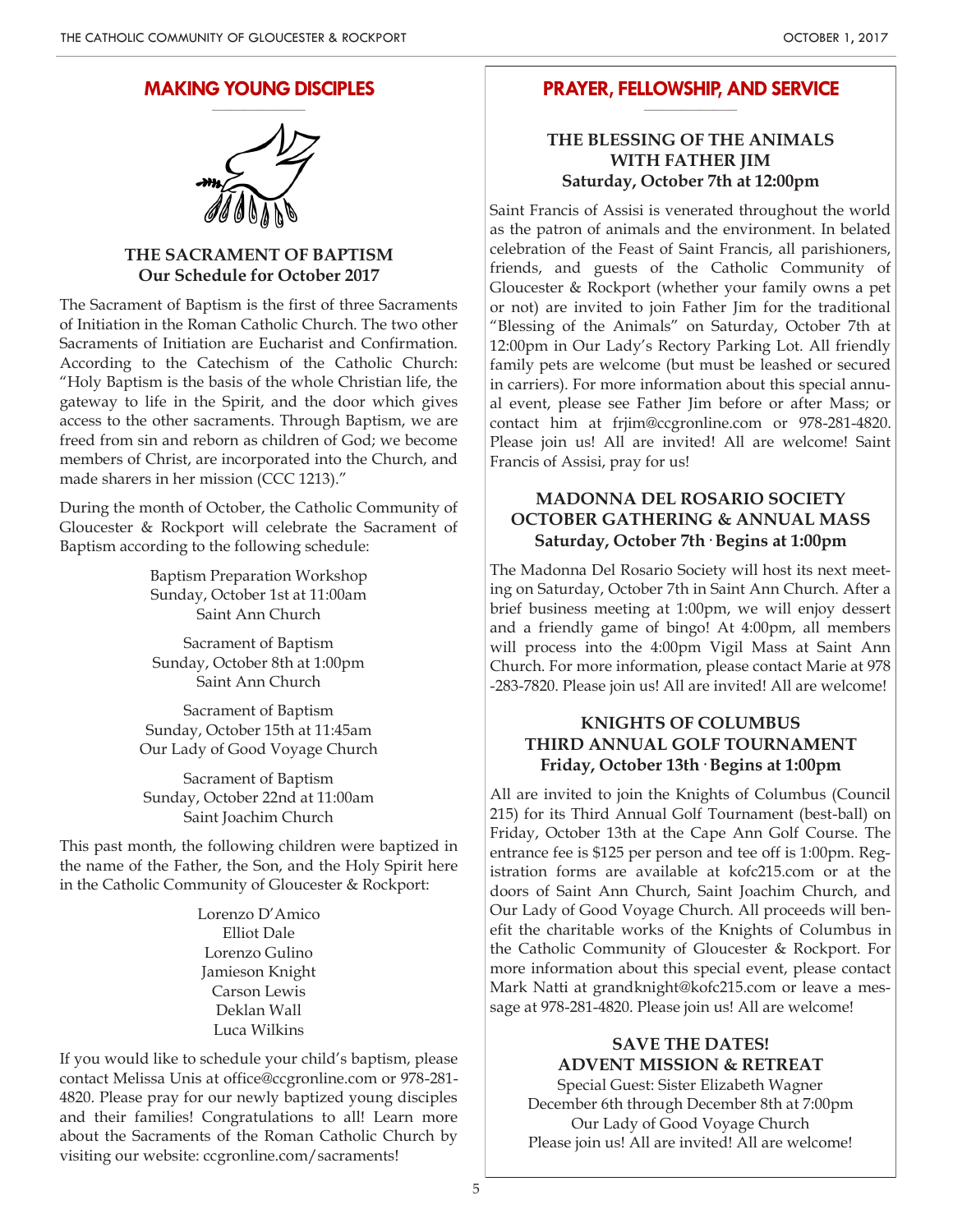## MAKING YOUNG DISCIPLES

### THE SACRAMENT OF BAPTISM
### Our Schedule for October 2017

The Sacrament of Baptism is the first of three Sacraments of Initiation in the Roman Catholic Church. The two other Sacraments of Initiation are Eucharist and Confirmation. According to the Catechism of the Catholic Church: "Holy Baptism is the basis of the whole Christian life, the gateway to life in the Spirit, and the door which gives access to the other sacraments. Through Baptism, we are freed from sin and reborn as children of God; we become members of Christ, are incorporated into the Church, and made sharers in her mission (CCC 1213)."

During the month of October, the Catholic Community of Gloucester & Rockport will celebrate the Sacrament of Baptism according to the following schedule:

Baptism Preparation Workshop
Sunday, October 1st at 11:00am
Saint Ann Church

Sacrament of Baptism
Sunday, October 8th at 1:00pm
Saint Ann Church

Sacrament of Baptism
Sunday, October 15th at 11:45am
Our Lady of Good Voyage Church

Sacrament of Baptism
Sunday, October 22nd at 11:00am
Saint Joachim Church

This past month, the following children were baptized in the name of the Father, the Son, and the Holy Spirit here in the Catholic Community of Gloucester & Rockport:

Lorenzo D'Amico
Elliot Dale
Lorenzo Gulino
Jamieson Knight
Carson Lewis
Deklan Wall
Luca Wilkins

If you would like to schedule your child's baptism, please contact Melissa Unis at office@ccgronline.com or 978-281-4820. Please pray for our newly baptized young disciples and their families! Congratulations to all! Learn more about the Sacraments of the Roman Catholic Church by visiting our website: ccgronline.com/sacraments!

## PRAYER, FELLOWSHIP, AND SERVICE

### THE BLESSING OF THE ANIMALS WITH FATHER JIM
### Saturday, October 7th at 12:00pm

Saint Francis of Assisi is venerated throughout the world as the patron of animals and the environment. In belated celebration of the Feast of Saint Francis, all parishioners, friends, and guests of the Catholic Community of Gloucester & Rockport (whether your family owns a pet or not) are invited to join Father Jim for the traditional "Blessing of the Animals" on Saturday, October 7th at 12:00pm in Our Lady's Rectory Parking Lot. All friendly family pets are welcome (but must be leashed or secured in carriers). For more information about this special annual event, please see Father Jim before or after Mass; or contact him at frjim@ccgronline.com or 978-281-4820. Please join us! All are invited! All are welcome! Saint Francis of Assisi, pray for us!

### MADONNA DEL ROSARIO SOCIETY OCTOBER GATHERING & ANNUAL MASS
### Saturday, October 7th · Begins at 1:00pm

The Madonna Del Rosario Society will host its next meeting on Saturday, October 7th in Saint Ann Church. After a brief business meeting at 1:00pm, we will enjoy dessert and a friendly game of bingo! At 4:00pm, all members will process into the 4:00pm Vigil Mass at Saint Ann Church. For more information, please contact Marie at 978-283-7820. Please join us! All are invited! All are welcome!

### KNIGHTS OF COLUMBUS THIRD ANNUAL GOLF TOURNAMENT
### Friday, October 13th · Begins at 1:00pm

All are invited to join the Knights of Columbus (Council 215) for its Third Annual Golf Tournament (best-ball) on Friday, October 13th at the Cape Ann Golf Course. The entrance fee is $125 per person and tee off is 1:00pm. Registration forms are available at kofc215.com or at the doors of Saint Ann Church, Saint Joachim Church, and Our Lady of Good Voyage Church. All proceeds will benefit the charitable works of the Knights of Columbus in the Catholic Community of Gloucester & Rockport. For more information about this special event, please contact Mark Natti at grandknight@kofc215.com or leave a message at 978-281-4820. Please join us! All are welcome!

### SAVE THE DATES! ADVENT MISSION & RETREAT

Special Guest: Sister Elizabeth Wagner
December 6th through December 8th at 7:00pm
Our Lady of Good Voyage Church
Please join us! All are invited! All are welcome!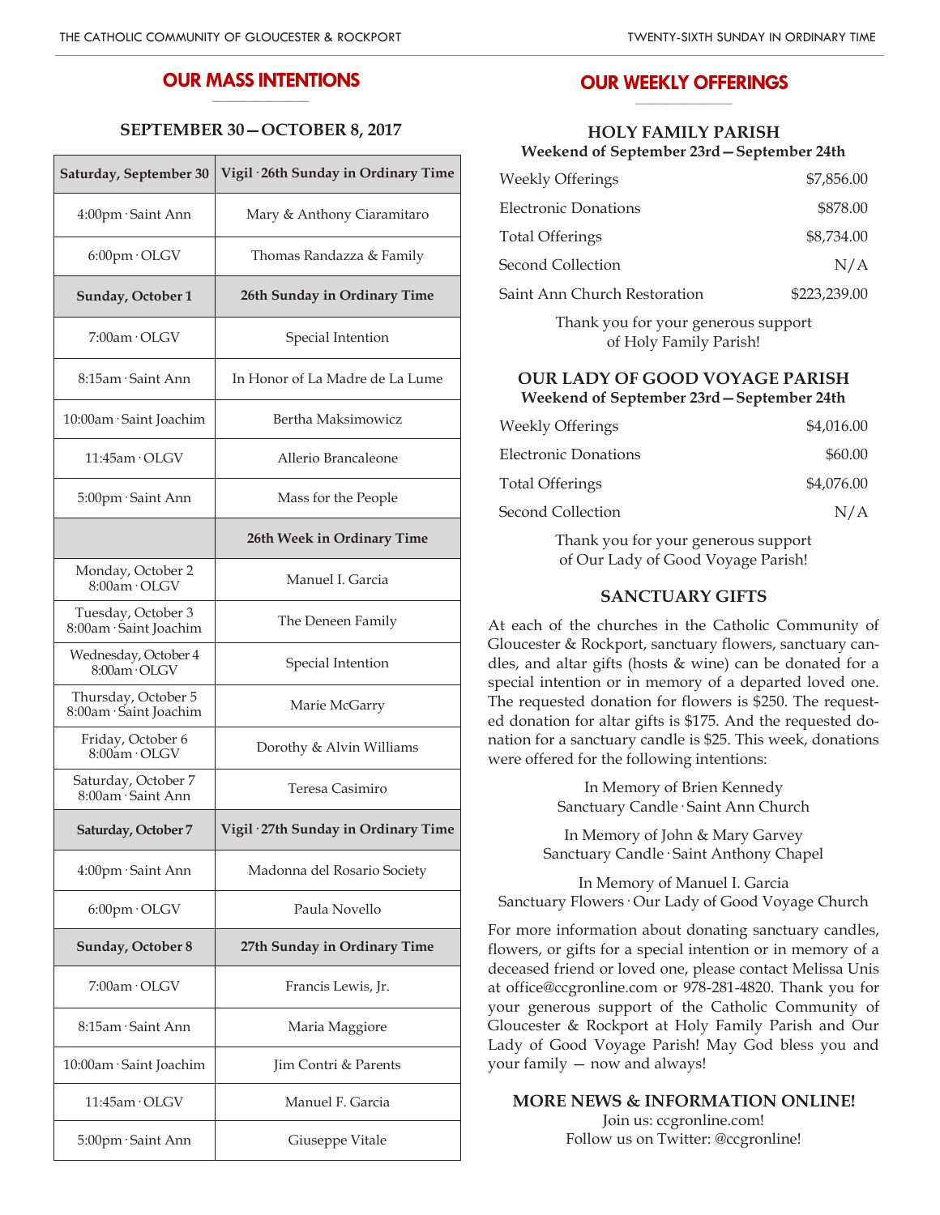## OUR MASS INTENTIONS

### SEPTEMBER 30—OCTOBER 8, 2017

| Saturday, September 30 | Vigil · 26th Sunday in Ordinary Time |
|---|---|
| 4:00pm · Saint Ann | Mary & Anthony Ciaramitaro |
| 6:00pm · OLGV | Thomas Randazza & Family |
| **Sunday, October 1** | **26th Sunday in Ordinary Time** |
| 7:00am · OLGV | Special Intention |
| 8:15am · Saint Ann | In Honor of La Madre de La Lume |
| 10:00am · Saint Joachim | Bertha Maksimowicz |
| 11:45am · OLGV | Allerio Brancaleone |
| 5:00pm · Saint Ann | Mass for the People |
| | **26th Week in Ordinary Time** |
| Monday, October 2 8:00am · OLGV | Manuel I. Garcia |
| Tuesday, October 3 8:00am · Saint Joachim | The Deneen Family |
| Wednesday, October 4 8:00am · OLGV | Special Intention |
| Thursday, October 5 8:00am · Saint Joachim | Marie McGarry |
| Friday, October 6 8:00am · OLGV | Dorothy & Alvin Williams |
| Saturday, October 7 8:00am · Saint Ann | Teresa Casimiro |
| **Saturday, October 7** | **Vigil · 27th Sunday in Ordinary Time** |
| 4:00pm · Saint Ann | Madonna del Rosario Society |
| 6:00pm · OLGV | Paula Novello |
| **Sunday, October 8** | **27th Sunday in Ordinary Time** |
| 7:00am · OLGV | Francis Lewis, Jr. |
| 8:15am · Saint Ann | Maria Maggiore |
| 10:00am · Saint Joachim | Jim Contri & Parents |
| 11:45am · OLGV | Manuel F. Garcia |
| 5:00pm · Saint Ann | Giuseppe Vitale |

## OUR WEEKLY OFFERINGS

### HOLY FAMILY PARISH
**Weekend of September 23rd—September 24th**

| | |
|---|---|
| Weekly Offerings | $7,856.00 |
| Electronic Donations | $878.00 |
| Total Offerings | $8,734.00 |
| Second Collection | N/A |
| Saint Ann Church Restoration | $223,239.00 |

Thank you for your generous support of Holy Family Parish!

### OUR LADY OF GOOD VOYAGE PARISH
**Weekend of September 23rd—September 24th**

| | |
|---|---|
| Weekly Offerings | $4,016.00 |
| Electronic Donations | $60.00 |
| Total Offerings | $4,076.00 |
| Second Collection | N/A |

Thank you for your generous support of Our Lady of Good Voyage Parish!

### SANCTUARY GIFTS

At each of the churches in the Catholic Community of Gloucester & Rockport, sanctuary flowers, sanctuary candles, and altar gifts (hosts & wine) can be donated for a special intention or in memory of a departed loved one. The requested donation for flowers is $250. The requested donation for altar gifts is $175. And the requested donation for a sanctuary candle is $25. This week, donations were offered for the following intentions:

In Memory of Brien Kennedy
Sanctuary Candle · Saint Ann Church

In Memory of John & Mary Garvey
Sanctuary Candle · Saint Anthony Chapel

In Memory of Manuel I. Garcia
Sanctuary Flowers · Our Lady of Good Voyage Church

For more information about donating sanctuary candles, flowers, or gifts for a special intention or in memory of a deceased friend or loved one, please contact Melissa Unis at office@ccgronline.com or 978-281-4820. Thank you for your generous support of the Catholic Community of Gloucester & Rockport at Holy Family Parish and Our Lady of Good Voyage Parish! May God bless you and your family — now and always!

### MORE NEWS & INFORMATION ONLINE!

Join us: ccgronline.com!
Follow us on Twitter: @ccgronline!